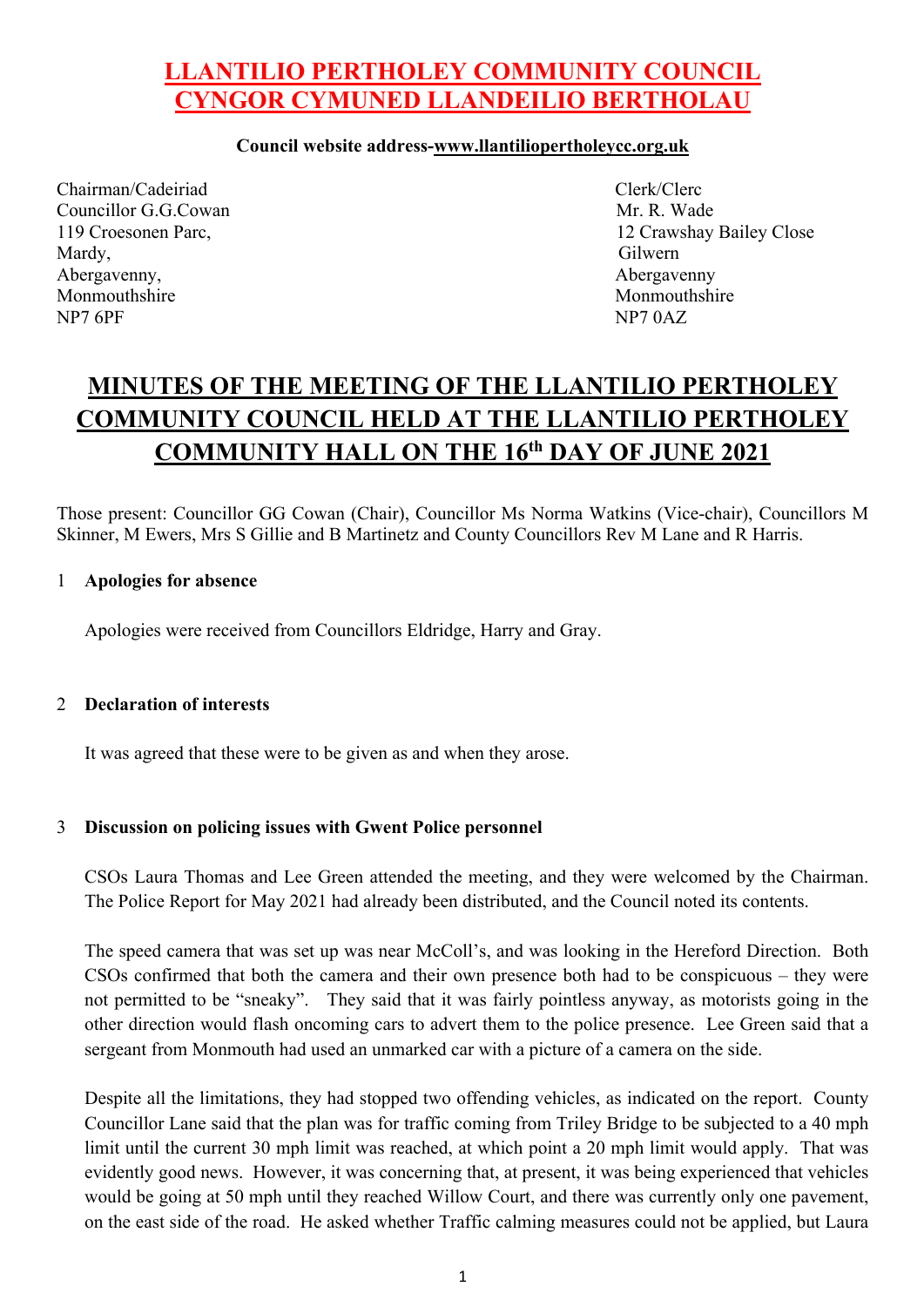# LLANTILIO PERTHOLEY COMMUNITY COUNCIL
# CYNGOR CYMUNED LLANDEILIO BERTHOLAU

**Council website address-www.llantiliopertholeycc.org.uk**

Chairman/Cadeiriad
Councillor G.G.Cowan
119 Croesonen Parc,
Mardy,
Abergavenny,
Monmouthshire
NP7 6PF

Clerk/Clerc
Mr. R. Wade
12 Crawshay Bailey Close
Gilwern
Abergavenny
Monmouthshire
NP7 0AZ

## MINUTES OF THE MEETING OF THE LLANTILIO PERTHOLEY COMMUNITY COUNCIL HELD AT THE LLANTILIO PERTHOLEY COMMUNITY HALL ON THE 16th DAY OF JUNE 2021

Those present: Councillor GG Cowan (Chair), Councillor Ms Norma Watkins (Vice-chair), Councillors M Skinner, M Ewers, Mrs S Gillie and B Martinetz and County Councillors Rev M Lane and R Harris.

### 1 Apologies for absence

Apologies were received from Councillors Eldridge, Harry and Gray.

### 2 Declaration of interests

It was agreed that these were to be given as and when they arose.

### 3 Discussion on policing issues with Gwent Police personnel

CSOs Laura Thomas and Lee Green attended the meeting, and they were welcomed by the Chairman. The Police Report for May 2021 had already been distributed, and the Council noted its contents.

The speed camera that was set up was near McColl's, and was looking in the Hereford Direction. Both CSOs confirmed that both the camera and their own presence both had to be conspicuous – they were not permitted to be "sneaky". They said that it was fairly pointless anyway, as motorists going in the other direction would flash oncoming cars to advert them to the police presence. Lee Green said that a sergeant from Monmouth had used an unmarked car with a picture of a camera on the side.

Despite all the limitations, they had stopped two offending vehicles, as indicated on the report. County Councillor Lane said that the plan was for traffic coming from Triley Bridge to be subjected to a 40 mph limit until the current 30 mph limit was reached, at which point a 20 mph limit would apply. That was evidently good news. However, it was concerning that, at present, it was being experienced that vehicles would be going at 50 mph until they reached Willow Court, and there was currently only one pavement, on the east side of the road. He asked whether Traffic calming measures could not be applied, but Laura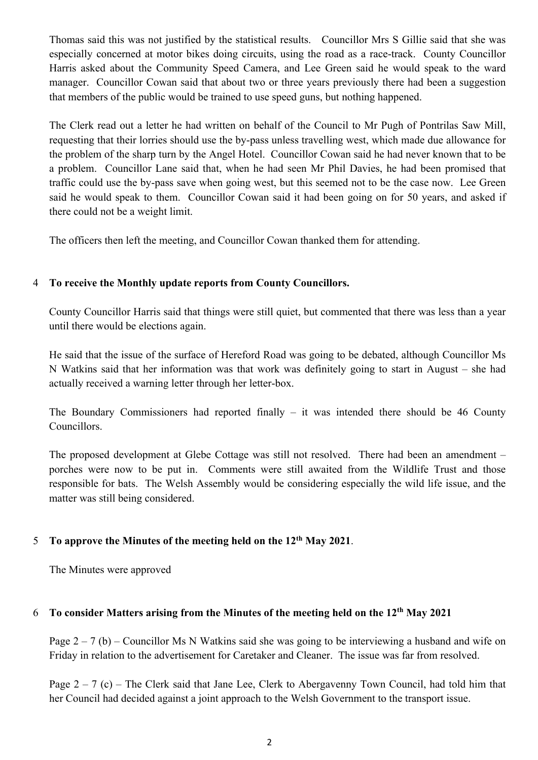Thomas said this was not justified by the statistical results. Councillor Mrs S Gillie said that she was especially concerned at motor bikes doing circuits, using the road as a race-track. County Councillor Harris asked about the Community Speed Camera, and Lee Green said he would speak to the ward manager. Councillor Cowan said that about two or three years previously there had been a suggestion that members of the public would be trained to use speed guns, but nothing happened.

The Clerk read out a letter he had written on behalf of the Council to Mr Pugh of Pontrilas Saw Mill, requesting that their lorries should use the by-pass unless travelling west, which made due allowance for the problem of the sharp turn by the Angel Hotel. Councillor Cowan said he had never known that to be a problem. Councillor Lane said that, when he had seen Mr Phil Davies, he had been promised that traffic could use the by-pass save when going west, but this seemed not to be the case now. Lee Green said he would speak to them. Councillor Cowan said it had been going on for 50 years, and asked if there could not be a weight limit.

The officers then left the meeting, and Councillor Cowan thanked them for attending.

4 **To receive the Monthly update reports from County Councillors.**

County Councillor Harris said that things were still quiet, but commented that there was less than a year until there would be elections again.

He said that the issue of the surface of Hereford Road was going to be debated, although Councillor Ms N Watkins said that her information was that work was definitely going to start in August – she had actually received a warning letter through her letter-box.

The Boundary Commissioners had reported finally – it was intended there should be 46 County Councillors.

The proposed development at Glebe Cottage was still not resolved. There had been an amendment – porches were now to be put in. Comments were still awaited from the Wildlife Trust and those responsible for bats. The Welsh Assembly would be considering especially the wild life issue, and the matter was still being considered.

5 **To approve the Minutes of the meeting held on the 12th May 2021**.

The Minutes were approved

6 **To consider Matters arising from the Minutes of the meeting held on the 12th May 2021**

Page 2 – 7 (b) – Councillor Ms N Watkins said she was going to be interviewing a husband and wife on Friday in relation to the advertisement for Caretaker and Cleaner. The issue was far from resolved.

Page 2 – 7 (c) – The Clerk said that Jane Lee, Clerk to Abergavenny Town Council, had told him that her Council had decided against a joint approach to the Welsh Government to the transport issue.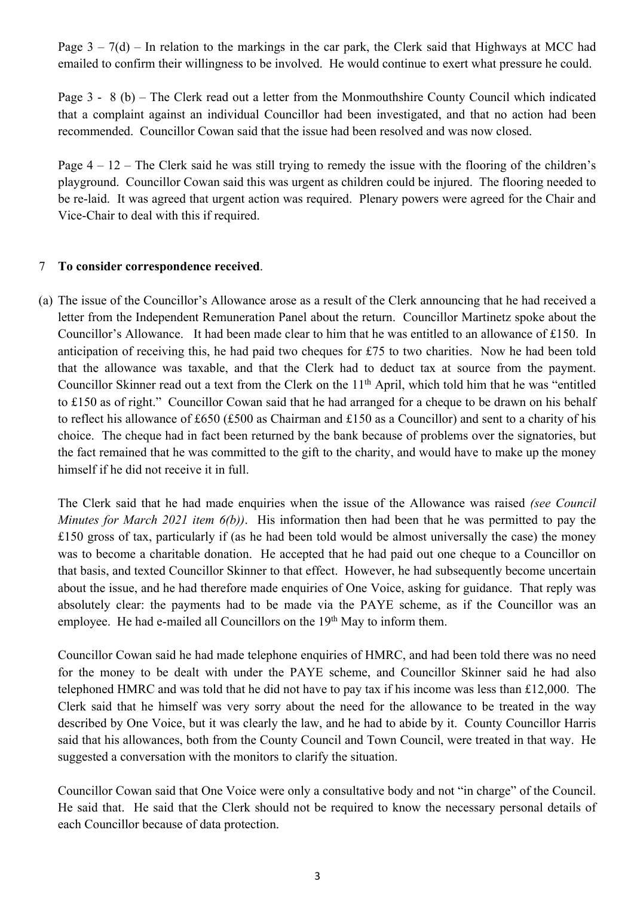Page 3 – 7(d) – In relation to the markings in the car park, the Clerk said that Highways at MCC had emailed to confirm their willingness to be involved. He would continue to exert what pressure he could.

Page 3 - 8 (b) – The Clerk read out a letter from the Monmouthshire County Council which indicated that a complaint against an individual Councillor had been investigated, and that no action had been recommended. Councillor Cowan said that the issue had been resolved and was now closed.

Page 4 – 12 – The Clerk said he was still trying to remedy the issue with the flooring of the children's playground. Councillor Cowan said this was urgent as children could be injured. The flooring needed to be re-laid. It was agreed that urgent action was required. Plenary powers were agreed for the Chair and Vice-Chair to deal with this if required.

7 **To consider correspondence received**.

(a) The issue of the Councillor's Allowance arose as a result of the Clerk announcing that he had received a letter from the Independent Remuneration Panel about the return. Councillor Martinetz spoke about the Councillor's Allowance. It had been made clear to him that he was entitled to an allowance of £150. In anticipation of receiving this, he had paid two cheques for £75 to two charities. Now he had been told that the allowance was taxable, and that the Clerk had to deduct tax at source from the payment. Councillor Skinner read out a text from the Clerk on the 11th April, which told him that he was "entitled to £150 as of right." Councillor Cowan said that he had arranged for a cheque to be drawn on his behalf to reflect his allowance of £650 (£500 as Chairman and £150 as a Councillor) and sent to a charity of his choice. The cheque had in fact been returned by the bank because of problems over the signatories, but the fact remained that he was committed to the gift to the charity, and would have to make up the money himself if he did not receive it in full.

The Clerk said that he had made enquiries when the issue of the Allowance was raised *(see Council Minutes for March 2021 item 6(b))*. His information then had been that he was permitted to pay the £150 gross of tax, particularly if (as he had been told would be almost universally the case) the money was to become a charitable donation. He accepted that he had paid out one cheque to a Councillor on that basis, and texted Councillor Skinner to that effect. However, he had subsequently become uncertain about the issue, and he had therefore made enquiries of One Voice, asking for guidance. That reply was absolutely clear: the payments had to be made via the PAYE scheme, as if the Councillor was an employee. He had e-mailed all Councillors on the 19th May to inform them.

Councillor Cowan said he had made telephone enquiries of HMRC, and had been told there was no need for the money to be dealt with under the PAYE scheme, and Councillor Skinner said he had also telephoned HMRC and was told that he did not have to pay tax if his income was less than £12,000. The Clerk said that he himself was very sorry about the need for the allowance to be treated in the way described by One Voice, but it was clearly the law, and he had to abide by it. County Councillor Harris said that his allowances, both from the County Council and Town Council, were treated in that way. He suggested a conversation with the monitors to clarify the situation.

Councillor Cowan said that One Voice were only a consultative body and not "in charge" of the Council. He said that. He said that the Clerk should not be required to know the necessary personal details of each Councillor because of data protection.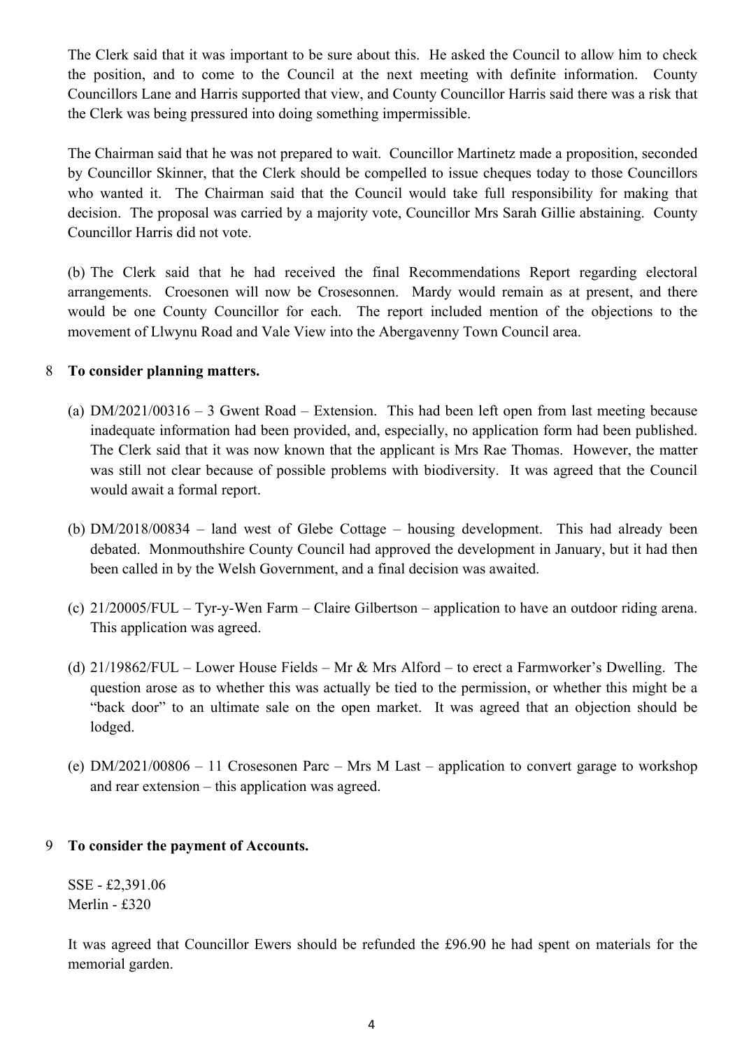The Clerk said that it was important to be sure about this. He asked the Council to allow him to check the position, and to come to the Council at the next meeting with definite information. County Councillors Lane and Harris supported that view, and County Councillor Harris said there was a risk that the Clerk was being pressured into doing something impermissible.

The Chairman said that he was not prepared to wait. Councillor Martinetz made a proposition, seconded by Councillor Skinner, that the Clerk should be compelled to issue cheques today to those Councillors who wanted it. The Chairman said that the Council would take full responsibility for making that decision. The proposal was carried by a majority vote, Councillor Mrs Sarah Gillie abstaining. County Councillor Harris did not vote.

(b) The Clerk said that he had received the final Recommendations Report regarding electoral arrangements. Croesonen will now be Crosesonnen. Mardy would remain as at present, and there would be one County Councillor for each. The report included mention of the objections to the movement of Llwynu Road and Vale View into the Abergavenny Town Council area.

8 **To consider planning matters.**

(a) DM/2021/00316 – 3 Gwent Road – Extension. This had been left open from last meeting because inadequate information had been provided, and, especially, no application form had been published. The Clerk said that it was now known that the applicant is Mrs Rae Thomas. However, the matter was still not clear because of possible problems with biodiversity. It was agreed that the Council would await a formal report.

(b) DM/2018/00834 – land west of Glebe Cottage – housing development. This had already been debated. Monmouthshire County Council had approved the development in January, but it had then been called in by the Welsh Government, and a final decision was awaited.

(c) 21/20005/FUL – Tyr-y-Wen Farm – Claire Gilbertson – application to have an outdoor riding arena. This application was agreed.

(d) 21/19862/FUL – Lower House Fields – Mr & Mrs Alford – to erect a Farmworker's Dwelling. The question arose as to whether this was actually be tied to the permission, or whether this might be a "back door" to an ultimate sale on the open market. It was agreed that an objection should be lodged.

(e) DM/2021/00806 – 11 Crosesonen Parc – Mrs M Last – application to convert garage to workshop and rear extension – this application was agreed.

9 **To consider the payment of Accounts.**

SSE - £2,391.06
Merlin - £320

It was agreed that Councillor Ewers should be refunded the £96.90 he had spent on materials for the memorial garden.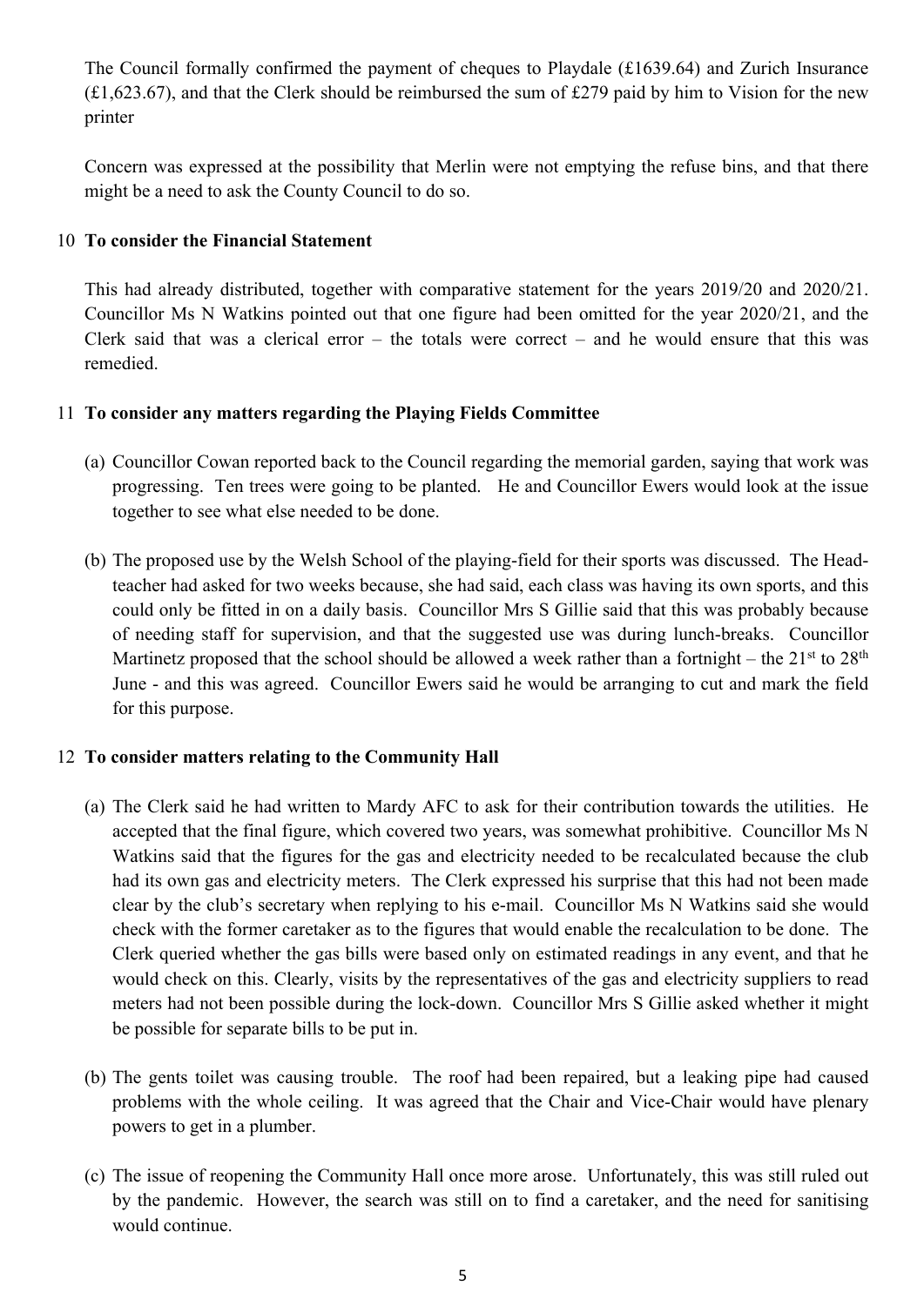The Council formally confirmed the payment of cheques to Playdale (£1639.64) and Zurich Insurance (£1,623.67), and that the Clerk should be reimbursed the sum of £279 paid by him to Vision for the new printer

Concern was expressed at the possibility that Merlin were not emptying the refuse bins, and that there might be a need to ask the County Council to do so.

10 **To consider the Financial Statement**

This had already distributed, together with comparative statement for the years 2019/20 and 2020/21. Councillor Ms N Watkins pointed out that one figure had been omitted for the year 2020/21, and the Clerk said that was a clerical error – the totals were correct – and he would ensure that this was remedied.

11 **To consider any matters regarding the Playing Fields Committee**

(a) Councillor Cowan reported back to the Council regarding the memorial garden, saying that work was progressing. Ten trees were going to be planted. He and Councillor Ewers would look at the issue together to see what else needed to be done.

(b) The proposed use by the Welsh School of the playing-field for their sports was discussed. The Head-teacher had asked for two weeks because, she had said, each class was having its own sports, and this could only be fitted in on a daily basis. Councillor Mrs S Gillie said that this was probably because of needing staff for supervision, and that the suggested use was during lunch-breaks. Councillor Martinetz proposed that the school should be allowed a week rather than a fortnight – the 21st to 28th June - and this was agreed. Councillor Ewers said he would be arranging to cut and mark the field for this purpose.

12 **To consider matters relating to the Community Hall**

(a) The Clerk said he had written to Mardy AFC to ask for their contribution towards the utilities. He accepted that the final figure, which covered two years, was somewhat prohibitive. Councillor Ms N Watkins said that the figures for the gas and electricity needed to be recalculated because the club had its own gas and electricity meters. The Clerk expressed his surprise that this had not been made clear by the club's secretary when replying to his e-mail. Councillor Ms N Watkins said she would check with the former caretaker as to the figures that would enable the recalculation to be done. The Clerk queried whether the gas bills were based only on estimated readings in any event, and that he would check on this. Clearly, visits by the representatives of the gas and electricity suppliers to read meters had not been possible during the lock-down. Councillor Mrs S Gillie asked whether it might be possible for separate bills to be put in.

(b) The gents toilet was causing trouble. The roof had been repaired, but a leaking pipe had caused problems with the whole ceiling. It was agreed that the Chair and Vice-Chair would have plenary powers to get in a plumber.

(c) The issue of reopening the Community Hall once more arose. Unfortunately, this was still ruled out by the pandemic. However, the search was still on to find a caretaker, and the need for sanitising would continue.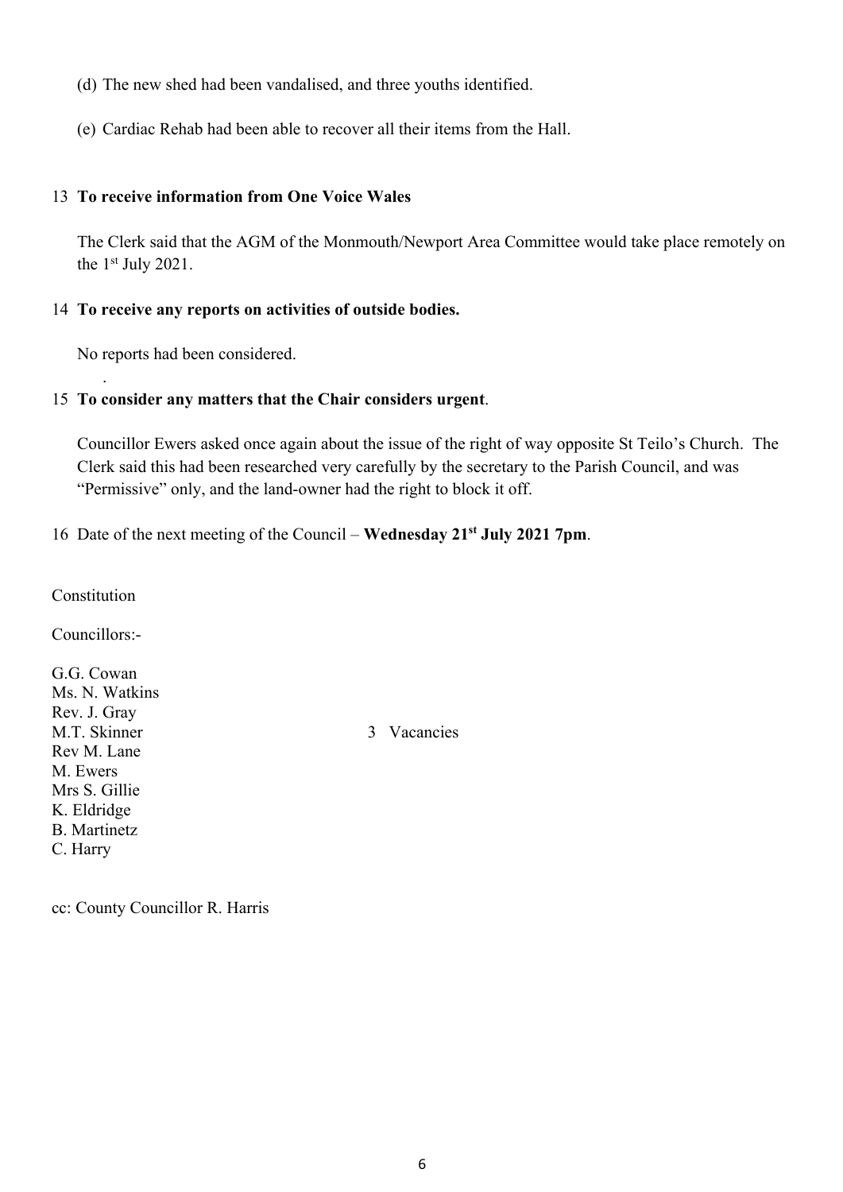(d) The new shed had been vandalised, and three youths identified.

(e) Cardiac Rehab had been able to recover all their items from the Hall.

13 **To receive information from One Voice Wales**

The Clerk said that the AGM of the Monmouth/Newport Area Committee would take place remotely on the 1st July 2021.

14 **To receive any reports on activities of outside bodies.**

No reports had been considered.

.

15 **To consider any matters that the Chair considers urgent**.

Councillor Ewers asked once again about the issue of the right of way opposite St Teilo's Church. The Clerk said this had been researched very carefully by the secretary to the Parish Council, and was "Permissive" only, and the land-owner had the right to block it off.

16 Date of the next meeting of the Council – **Wednesday 21st July 2021 7pm**.

Constitution

Councillors:-

G.G. Cowan
Ms. N. Watkins
Rev. J. Gray
M.T. Skinner
Rev M. Lane
M. Ewers
Mrs S. Gillie
K. Eldridge
B. Martinetz
C. Harry

3 Vacancies

cc: County Councillor R. Harris